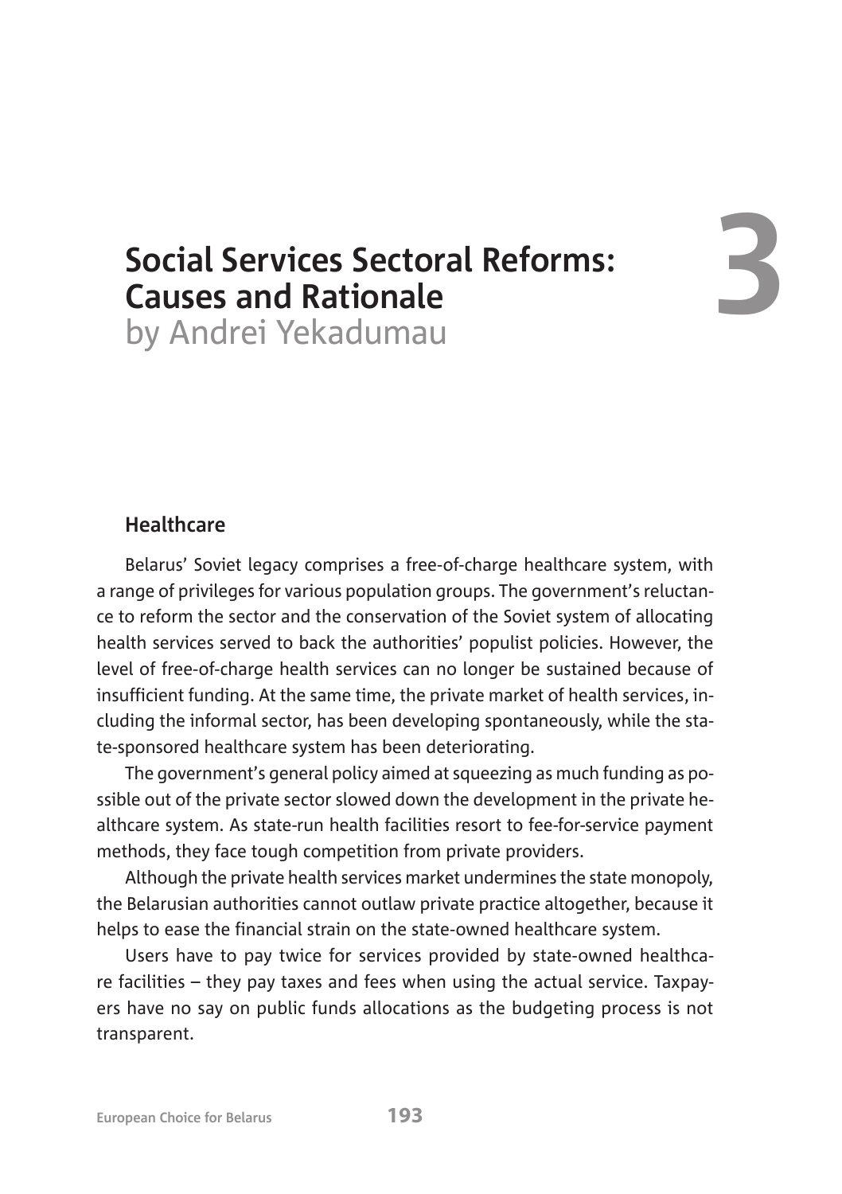# Social Services Sectoral Reforms: Causes and Rationale

by Andrei Yekadumau

3

## Healthcare

Belarus' Soviet legacy comprises a free-of-charge healthcare system, with a range of privileges for various population groups. The government's reluctance to reform the sector and the conservation of the Soviet system of allocating health services served to back the authorities' populist policies. However, the level of free-of-charge health services can no longer be sustained because of insufficient funding. At the same time, the private market of health services, including the informal sector, has been developing spontaneously, while the state-sponsored healthcare system has been deteriorating.

The government's general policy aimed at squeezing as much funding as possible out of the private sector slowed down the development in the private healthcare system. As state-run health facilities resort to fee-for-service payment methods, they face tough competition from private providers.

Although the private health services market undermines the state monopoly, the Belarusian authorities cannot outlaw private practice altogether, because it helps to ease the financial strain on the state-owned healthcare system.

Users have to pay twice for services provided by state-owned healthcare facilities – they pay taxes and fees when using the actual service. Taxpayers have no say on public funds allocations as the budgeting process is not transparent.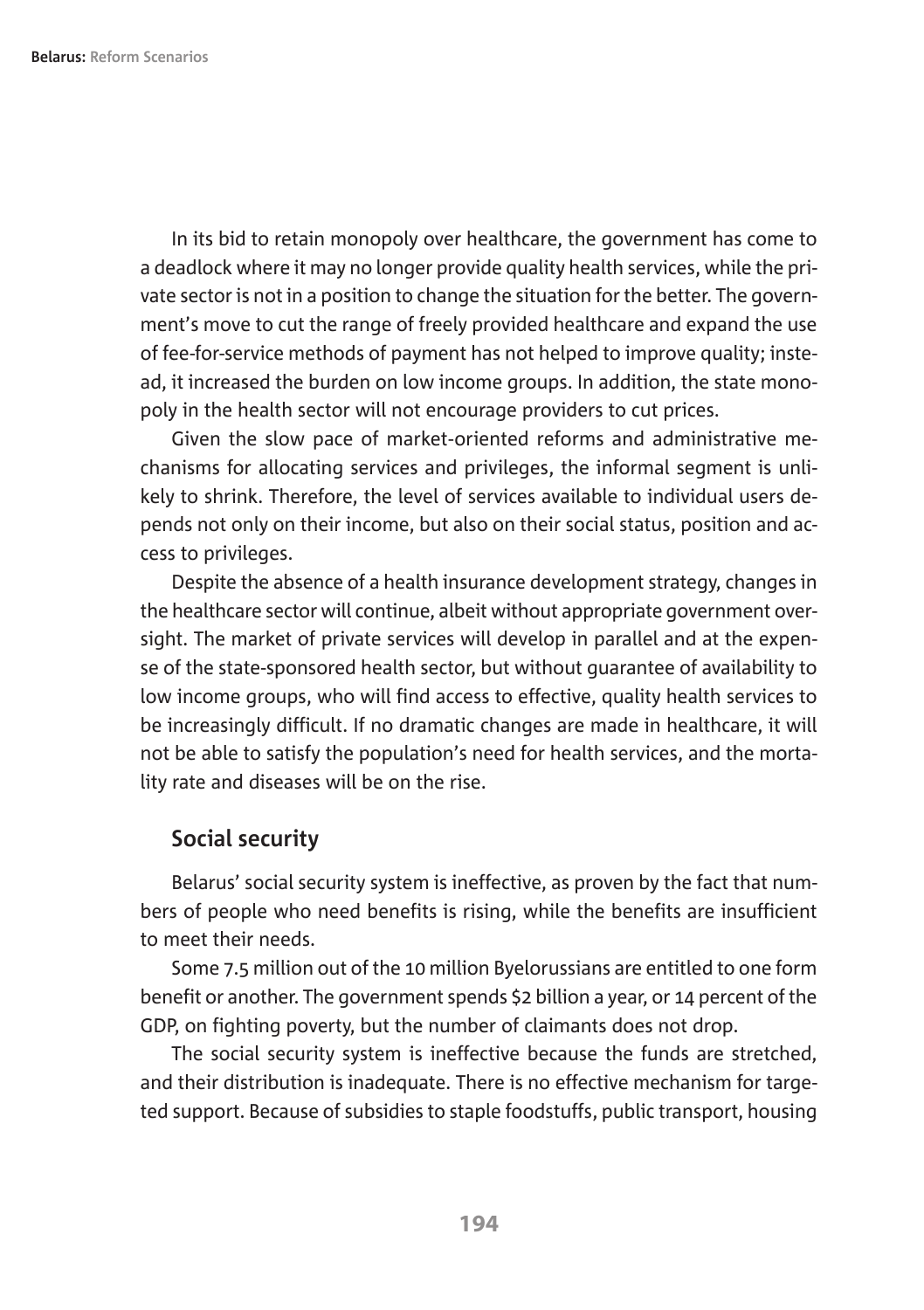In its bid to retain monopoly over healthcare, the government has come to a deadlock where it may no longer provide quality health services, while the private sector is not in a position to change the situation for the better. The government's move to cut the range of freely provided healthcare and expand the use of fee-for-service methods of payment has not helped to improve quality; instead, it increased the burden on low income groups. In addition, the state monopoly in the health sector will not encourage providers to cut prices.

Given the slow pace of market-oriented reforms and administrative mechanisms for allocating services and privileges, the informal segment is unlikely to shrink. Therefore, the level of services available to individual users depends not only on their income, but also on their social status, position and access to privileges.

Despite the absence of a health insurance development strategy, changes in the healthcare sector will continue, albeit without appropriate government oversight. The market of private services will develop in parallel and at the expense of the state-sponsored health sector, but without guarantee of availability to low income groups, who will find access to effective, quality health services to be increasingly difficult. If no dramatic changes are made in healthcare, it will not be able to satisfy the population's need for health services, and the mortality rate and diseases will be on the rise.

## Social security

Belarus' social security system is ineffective, as proven by the fact that numbers of people who need benefits is rising, while the benefits are insufficient to meet their needs.

Some 7.5 million out of the 10 million Byelorussians are entitled to one form benefit or another. The government spends $2 billion a year, or 14 percent of the GDP, on fighting poverty, but the number of claimants does not drop.

The social security system is ineffective because the funds are stretched, and their distribution is inadequate. There is no effective mechanism for targeted support. Because of subsidies to staple foodstuffs, public transport, housing